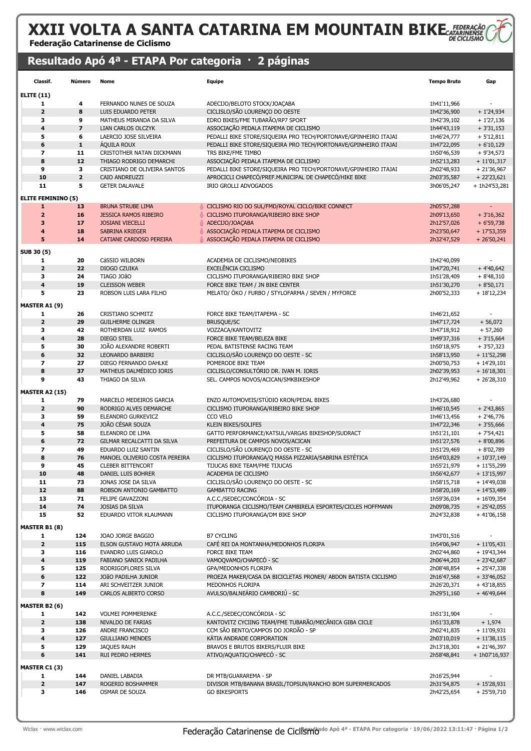# XXII VOLTA A SANTA CATARINA EM MOUNTAIN BIKE

**Federação Catarinense de Ciclismo**

## Resultado Após 4ª - ETAPA Por categoria · 2 páginas

| Classif. | Número | Nome | Equipe | Tempo Bruto | Gap |
|---|---|---|---|---|---|
| **ELITE (11)** | | | | | |
| 1 | 4 | FERNANDO NUNES DE SOUZA | ADECIJO/BELOTO STOCK/JOAÇABA | 1h41'11,966 | - |
| 2 | 8 | LUIS EDUARDO PETER | CICLISLO/SÃO LOURENÇO DO OESTE | 1h42'36,900 | + 1'24,934 |
| 3 | 9 | MATHEUS MIRANDA DA SILVA | EDRO BIKES/FME TUBARÃO/RP7 SPORT | 1h42'39,102 | + 1'27,136 |
| 4 | 7 | LIAN CARLOS OLCZYK | ASSOCIAÇÃO PEDALA ITAPEMA DE CICLISMO | 1h44'43,119 | + 3'31,153 |
| 5 | 6 | LAERCIO JOSE SILVEIRA | PEDALLI BIKE STORE/SIQUEIRA PRO TECH/PORTONAVE/GPINHEIRO ITAJAI | 1h46'24,777 | + 5'12,811 |
| 6 | 1 | ÁQUILA ROUX | PEDALLI BIKE STORE/SIQUEIRA PRO TECH/PORTONAVE/GPINHEIRO ITAJAI | 1h47'22,095 | + 6'10,129 |
| 7 | 11 | CRISTOTHER NATAN DICKMANN | TRS BIKE/FME TIMBO | 1h50'46,539 | + 9'34,573 |
| 8 | 12 | THIAGO RODRIGO DEMARCHI | ASSOCIAÇÃO PEDALA ITAPEMA DE CICLISMO | 1h52'13,283 | + 11'01,317 |
| 9 | 3 | CRISTIANO DE OLIVEIRA SANTOS | PEDALLI BIKE STORE/SIQUEIRA PRO TECH/PORTONAVE/GPINHEIRO ITAJAI | 2h02'48,933 | + 21'36,967 |
| 10 | 2 | CAIO ANDREUZZI | APROCICLI CHAPECÓ/PREF.MUNICIPAL DE CHAPECÓ/HIKE BIKE | 2h03'35,587 | + 22'23,621 |
| 11 | 5 | GETER DALAVALE | IRIO GROLLI ADVOGADOS | 3h06'05,247 | + 1h24'53,281 |
| **ELITE FEMININO (5)** | | | | | |
| 1 | 13 | BRUNA STRUBE LIMA | CICLISMO RIO DO SUL/FMD/ROYAL CICLO/BIKE CONNECT | 2h05'57,288 | - |
| 2 | 16 | JESSICA RAMOS RIBEIRO | CICLISMO ITUPORANGA/RIBEIRO BIKE SHOP | 2h09'13,650 | + 3'16,362 |
| 3 | 17 | JOSIANI VIECELLI | ADECIJO/JOAÇABA | 2h12'57,026 | + 6'59,738 |
| 4 | 18 | SABRINA KRIEGER | ASSOCIAÇÃO PEDALA ITAPEMA DE CICLISMO | 2h23'50,647 | + 17'53,359 |
| 5 | 14 | CATIANE CARDOSO PEREIRA | ASSOCIAÇÃO PEDALA ITAPEMA DE CICLISMO | 2h32'47,529 | + 26'50,241 |
| **SUB 30 (5)** | | | | | |
| 1 | 20 | CáSSIO WILBORN | ACADEMIA DE CICLISMO/NEOBIKES | 1h42'40,099 | - |
| 2 | 22 | DIOGO CZUIKA | EXCELÊNCIA CICLISMO | 1h47'20,741 | + 4'40,642 |
| 3 | 24 | TIAGO JOãO | CICLISMO ITUPORANGA/RIBEIRO BIKE SHOP | 1h51'28,409 | + 8'48,310 |
| 4 | 19 | CLEISSON WEBER | FORCE BIKE TEAM / JN BIKE CENTER | 1h51'30,270 | + 8'50,171 |
| 5 | 23 | ROBSON LUIS LARA FILHO | MELATO/ ÖKO / FURBO / STYLOFARMA / SEVEN / MYFORCE | 2h00'52,333 | + 18'12,234 |
| **MASTER A1 (9)** | | | | | |
| 1 | 26 | CRISTIANO SCHMITZ | FORCE BIKE TEAM/ITAPEMA - SC | 1h46'21,652 | - |
| 2 | 29 | GUILHERME OLINGER | BRUSQUE/SC | 1h47'17,724 | + 56,072 |
| 3 | 42 | ROTHERDAN LUIZ RAMOS | VOZZACA/KANTOVITZ | 1h47'18,912 | + 57,260 |
| 4 | 28 | DIEGO STEIL | FORCE BIKE TEAM/BELEZA BIKE | 1h49'37,316 | + 3'15,664 |
| 5 | 30 | JOÃO ALEXANDRE ROBERTI | PEDAL BATISTENSE RACING TEAM | 1h50'18,975 | + 3'57,323 |
| 6 | 32 | LEONARDO BARBIERI | CICLISLO/SÃO LOURENÇO DO OESTE - SC | 1h58'13,950 | + 11'52,298 |
| 7 | 27 | DIEGO FERNANDO DAHLKE | POMERODE BIKE TEAM | 2h00'50,753 | + 14'29,101 |
| 8 | 37 | MATHEUS DALMÉDICO IORIS | CICLISLO/CONSULTÓRIO DR. IVAN M. IORIS | 2h02'39,953 | + 16'18,301 |
| 9 | 43 | THIAGO DA SILVA | SEL. CAMPOS NOVOS/ACICAN/SMKBIKESHOP | 2h12'49,962 | + 26'28,310 |
| **MASTER A2 (15)** | | | | | |
| 1 | 79 | MARCELO MEDEIROS GARCIA | ENZO AUTOMOVEIS/STÚDIO KRON/PEDAL BIKES | 1h43'26,680 | - |
| 2 | 90 | RODRIGO ALVES DEMARCHE | CICLISMO ITUPORANGA/RIBEIRO BIKE SHOP | 1h46'10,545 | + 2'43,865 |
| 3 | 59 | ELEANDRO GURKEVICZ | CCO VELO | 1h46'13,456 | + 2'46,776 |
| 4 | 75 | JOÃO CÉSAR SOUZA | KLEIN BIKES/SOLIFES | 1h47'22,346 | + 3'55,666 |
| 5 | 58 | ELEANDRO DE LIMA | GATTO PERFORMANCE/KATSUL/VARGAS BIKESHOP/SUDRACT | 1h51'21,101 | + 7'54,421 |
| 6 | 72 | GILMAR RECALCATTI DA SILVA | PREFEITURA DE CAMPOS NOVOS/ACICAN | 1h51'27,576 | + 8'00,896 |
| 7 | 49 | EDUARDO LUIZ SANTIN | CICLISLO/SÃO LOURENÇO DO OESTE - SC | 1h51'29,469 | + 8'02,789 |
| 8 | 76 | MANOEL OLIVERIO COSTA PEREIRA | CICLISMO ITUPORANGA/Q MASSA PIZZARIA/SABRINA ESTÉTICA | 1h54'03,829 | + 10'37,149 |
| 9 | 45 | CLEBER BITTENCORT | TIJUCAS BIKE TEAM/FME TIJUCAS | 1h55'21,979 | + 11'55,299 |
| 10 | 48 | DANIEL LUIS BOHRER | ACADEMIA DE CICLISMO | 1h56'42,677 | + 13'15,997 |
| 11 | 73 | JONAS JOSE DA SILVA | CICLISLO/SÃO LOURENÇO DO OESTE - SC | 1h58'15,718 | + 14'49,038 |
| 12 | 88 | ROBSON ANTONIO GAMBATTO | GAMBATTO RACING | 1h58'20,169 | + 14'53,489 |
| 13 | 71 | FELIPE GAVAZZONI | A.C.C./SEDEC/CONCÓRDIA - SC | 1h59'36,034 | + 16'09,354 |
| 14 | 74 | JOSIAS DA SILVA | ITUPORANGA CICLISMO/TEAM CAMBIRELA ESPORTES/CICLES HOFFMANN | 2h09'08,735 | + 25'42,055 |
| 15 | 52 | EDUARDO VITOR KLAUMANN | CICLISMO ITUPORANGA/DM BIKE SHOP | 2h24'32,838 | + 41'06,158 |
| **MASTER B1 (8)** | | | | | |
| 1 | 124 | JOAO JORGE BAGGIO | B7 CYCLING | 1h43'01,516 | - |
| 2 | 115 | ELSON GUSTAVO MOTA ARRUDA | CAFÉ REI DA MONTANHA/MEDONHOS FLORIPA | 1h54'06,947 | + 11'05,431 |
| 3 | 116 | EVANDRO LUIS GIAROLO | FORCE BIKE TEAM | 2h02'44,860 | + 19'43,344 |
| 4 | 119 | FABIANO SANICK PADILHA | VAMOQVAMO/CHAPECÓ - SC | 2h06'44,203 | + 23'42,687 |
| 5 | 125 | RODRIGOFLORES SILVA | GPA/MEDONHOS FLORIPA | 2h08'48,854 | + 25'47,338 |
| 6 | 122 | JOãO PADILHA JUNIOR | PROEZA MAKER/CASA DA BICICLETAS PRONER/ ABDON BATISTA CICLISMO | 2h16'47,568 | + 33'46,052 |
| 7 | 114 | ARI SCHVEITZER JUNIOR | MEDONHOS FLORIPA | 2h26'20,371 | + 43'18,855 |
| 8 | 149 | CARLOS ALBERTO CORSO | AVULSO/BALNEÁRIO CAMBORIÚ - SC | 2h29'51,160 | + 46'49,644 |
| **MASTER B2 (6)** | | | | | |
| 1 | 142 | VOLMEI POMMERENKE | A.C.C./SEDEC/CONCÓRDIA - SC | 1h51'31,904 | - |
| 2 | 138 | NIVALDO DE FARIAS | KANTOVITZ CYCIING TEAM/FME TUBARÃO/MECÂNICA GIBA CICLE | 1h51'33,878 | + 1,974 |
| 3 | 126 | ANDRE FRANCISCO | CCM SÃO BENTO/CAMPOS DO JORDÃO - SP | 2h02'41,835 | + 11'09,931 |
| 4 | 127 | GIULLIANO MENDES | KÁTIA ANDRADE CORPORATION | 2h03'10,019 | + 11'38,115 |
| 5 | 129 | JAQUES RAUH | BRAVOS E BRUTOS BIKERS/FLUIR BIKE | 2h13'18,301 | + 21'46,397 |
| 6 | 141 | RUI PEDRO HERMES | ATIVO/AQUATIC/CHAPECÓ - SC | 2h58'48,841 | + 1h07'16,937 |
| **MASTER C1 (3)** | | | | | |
| 1 | 144 | DANIEL LABADIA | DR MTB/GUARAREMA - SP | 2h16'25,944 | - |
| 2 | 147 | ROGERIO BOSHAMMER | DIVISOR MTB/BANANA BRASIL/TOPSUN/RANCHO BOM SUPERMERCADOS | 2h31'54,875 | + 15'28,931 |
| 3 | 146 | OSMAR DE SOUZA | GO BIKESPORTS | 2h42'25,654 | + 25'59,710 |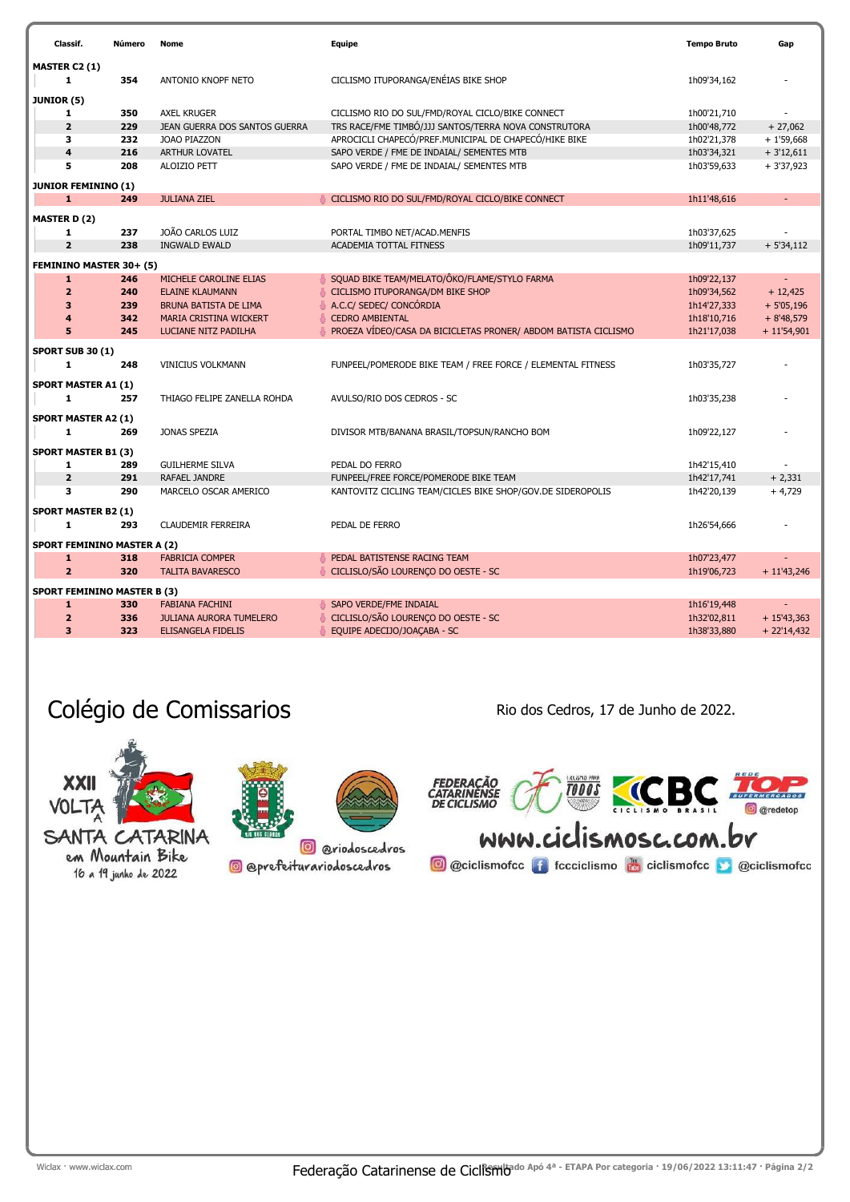| Classif. | Número | Nome | Equipe | Tempo Bruto | Gap |
|---|---|---|---|---|---|
| **MASTER C2 (1)** | | | | | |
| 1 | 354 | ANTONIO KNOPF NETO | CICLISMO ITUPORANGA/ENÉIAS BIKE SHOP | 1h09'34,162 | - |
| **JUNIOR (5)** | | | | | |
| 1 | 350 | AXEL KRUGER | CICLISMO RIO DO SUL/FMD/ROYAL CICLO/BIKE CONNECT | 1h00'21,710 | - |
| 2 | 229 | JEAN GUERRA DOS SANTOS GUERRA | TRS RACE/FME TIMBÓ/JJJ SANTOS/TERRA NOVA CONSTRUTORA | 1h00'48,772 | + 27,062 |
| 3 | 232 | JOAO PIAZZON | APROCICLI CHAPECÓ/PREF.MUNICIPAL DE CHAPECÓ/HIKE BIKE | 1h02'21,378 | + 1'59,668 |
| 4 | 216 | ARTHUR LOVATEL | SAPO VERDE / FME DE INDAIAL/ SEMENTES MTB | 1h03'34,321 | + 3'12,611 |
| 5 | 208 | ALOIZIO PETT | SAPO VERDE / FME DE INDAIAL/ SEMENTES MTB | 1h03'59,633 | + 3'37,923 |
| **JUNIOR FEMININO (1)** | | | | | |
| 1 | 249 | JULIANA ZIEL | CICLISMO RIO DO SUL/FMD/ROYAL CICLO/BIKE CONNECT | 1h11'48,616 | - |
| **MASTER D (2)** | | | | | |
| 1 | 237 | JOÃO CARLOS LUIZ | PORTAL TIMBO NET/ACAD.MENFIS | 1h03'37,625 | - |
| 2 | 238 | INGWALD EWALD | ACADEMIA TOTTAL FITNESS | 1h09'11,737 | + 5'34,112 |
| **FEMININO MASTER 30+ (5)** | | | | | |
| 1 | 246 | MICHELE CAROLINE ELIAS | SQUAD BIKE TEAM/MELATO/ÔKO/FLAME/STYLO FARMA | 1h09'22,137 | - |
| 2 | 240 | ELAINE KLAUMANN | CICLISMO ITUPORANGA/DM BIKE SHOP | 1h09'34,562 | + 12,425 |
| 3 | 239 | BRUNA BATISTA DE LIMA | A.C.C/ SEDEC/ CONCÓRDIA | 1h14'27,333 | + 5'05,196 |
| 4 | 342 | MARIA CRISTINA WICKERT | CEDRO AMBIENTAL | 1h18'10,716 | + 8'48,579 |
| 5 | 245 | LUCIANE NITZ PADILHA | PROEZA VÍDEO/CASA DA BICICLETAS PRONER/ ABDOM BATISTA CICLISMO | 1h21'17,038 | + 11'54,901 |
| **SPORT SUB 30 (1)** | | | | | |
| 1 | 248 | VINICIUS VOLKMANN | FUNPEEL/POMERODE BIKE TEAM / FREE FORCE / ELEMENTAL FITNESS | 1h03'35,727 | - |
| **SPORT MASTER A1 (1)** | | | | | |
| 1 | 257 | THIAGO FELIPE ZANELLA ROHDA | AVULSO/RIO DOS CEDROS - SC | 1h03'35,238 | - |
| **SPORT MASTER A2 (1)** | | | | | |
| 1 | 269 | JONAS SPEZIA | DIVISOR MTB/BANANA BRASIL/TOPSUN/RANCHO BOM | 1h09'22,127 | - |
| **SPORT MASTER B1 (3)** | | | | | |
| 1 | 289 | GUILHERME SILVA | PEDAL DO FERRO | 1h42'15,410 | - |
| 2 | 291 | RAFAEL JANDRE | FUNPEEL/FREE FORCE/POMERODE BIKE TEAM | 1h42'17,741 | + 2,331 |
| 3 | 290 | MARCELO OSCAR AMERICO | KANTOVITZ CICLING TEAM/CICLES BIKE SHOP/GOV.DE SIDEROPOLIS | 1h42'20,139 | + 4,729 |
| **SPORT MASTER B2 (1)** | | | | | |
| 1 | 293 | CLAUDEMIR FERREIRA | PEDAL DE FERRO | 1h26'54,666 | - |
| **SPORT FEMININO MASTER A (2)** | | | | | |
| 1 | 318 | FABRICIA COMPER | PEDAL BATISTENSE RACING TEAM | 1h07'23,477 | - |
| 2 | 320 | TALITA BAVARESCO | CICLISLO/SÃO LOURENÇO DO OESTE - SC | 1h19'06,723 | + 11'43,246 |
| **SPORT FEMININO MASTER B (3)** | | | | | |
| 1 | 330 | FABIANA FACHINI | SAPO VERDE/FME INDAIAL | 1h16'19,448 | - |
| 2 | 336 | JULIANA AURORA TUMELERO | CICLISLO/SÃO LOURENÇO DO OESTE - SC | 1h32'02,811 | + 15'43,363 |
| 3 | 323 | ELISANGELA FIDELIS | EQUIPE ADECIJO/JOAÇABA - SC | 1h38'33,880 | + 22'14,432 |

Colégio de Comissarios

Rio dos Cedros, 17 de Junho de 2022.

XXII VOLTA A SANTA CATARINA em Mountain Bike 16 a 19 junho de 2022

@riodoscedros

@prefeiturariodoscedros

FEDERAÇÃO CATARINENSE DE CICLISMO · CICLISMO PARA TODOS · CBC CICLISMO BRASIL · REDE TOP SUPERMERCADOS @redetop

www.ciclismosc.com.br

@ciclismofcc · fccciclismo · ciclismofcc · @ciclismofcc

Federação Catarinense de Ciclismo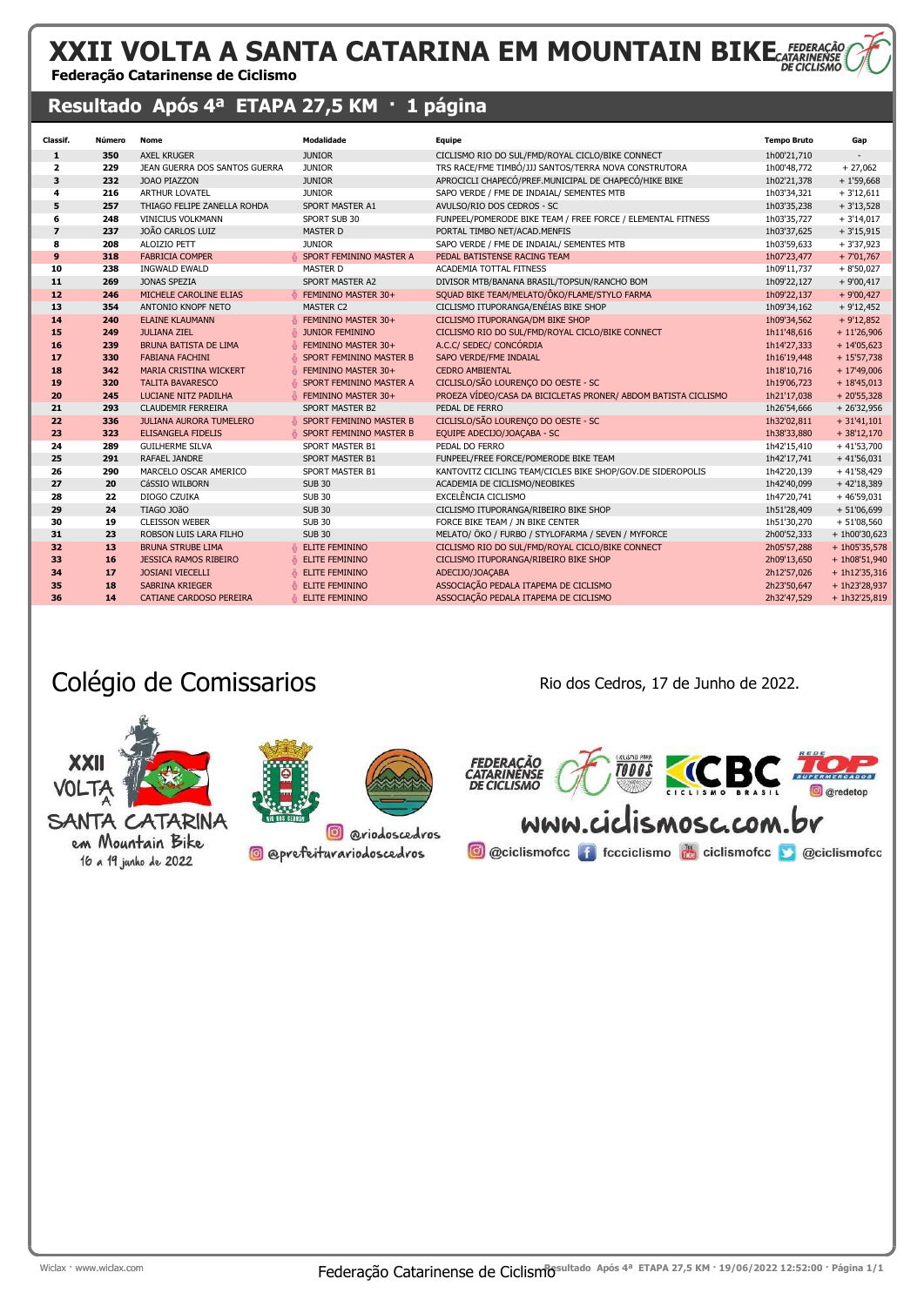# XXII VOLTA A SANTA CATARINA EM MOUNTAIN BIKE

**Federação Catarinense de Ciclismo**

## Resultado Após 4ª ETAPA 27,5 KM · 1 página

| Classif. | Número | Nome | Modalidade | Equipe | Tempo Bruto | Gap |
|---|---|---|---|---|---|---|
| 1 | 350 | AXEL KRUGER | JUNIOR | CICLISMO RIO DO SUL/FMD/ROYAL CICLO/BIKE CONNECT | 1h00'21,710 | - |
| 2 | 229 | JEAN GUERRA DOS SANTOS GUERRA | JUNIOR | TRS RACE/FME TIMBÓ/JJJ SANTOS/TERRA NOVA CONSTRUTORA | 1h00'48,772 | + 27,062 |
| 3 | 232 | JOAO PIAZZON | JUNIOR | APROCICLI CHAPECÓ/PREF.MUNICIPAL DE CHAPECÓ/HIKE BIKE | 1h02'21,378 | + 1'59,668 |
| 4 | 216 | ARTHUR LOVATEL | JUNIOR | SAPO VERDE / FME DE INDAIAL/ SEMENTES MTB | 1h03'34,321 | + 3'12,611 |
| 5 | 257 | THIAGO FELIPE ZANELLA ROHDA | SPORT MASTER A1 | AVULSO/RIO DOS CEDROS - SC | 1h03'35,238 | + 3'13,528 |
| 6 | 248 | VINICIUS VOLKMANN | SPORT SUB 30 | FUNPEEL/POMERODE BIKE TEAM / FREE FORCE / ELEMENTAL FITNESS | 1h03'35,727 | + 3'14,017 |
| 7 | 237 | JOÃO CARLOS LUIZ | MASTER D | PORTAL TIMBO NET/ACAD.MENFIS | 1h03'37,625 | + 3'15,915 |
| 8 | 208 | ALOIZIO PETT | JUNIOR | SAPO VERDE / FME DE INDAIAL/ SEMENTES MTB | 1h03'59,633 | + 3'37,923 |
| 9 | 318 | FABRICIA COMPER | SPORT FEMININO MASTER A | PEDAL BATISTENSE RACING TEAM | 1h07'23,477 | + 7'01,767 |
| 10 | 238 | INGWALD EWALD | MASTER D | ACADEMIA TOTTAL FITNESS | 1h09'11,737 | + 8'50,027 |
| 11 | 269 | JONAS SPEZIA | SPORT MASTER A2 | DIVISOR MTB/BANANA BRASIL/TOPSUN/RANCHO BOM | 1h09'22,127 | + 9'00,417 |
| 12 | 246 | MICHELE CAROLINE ELIAS | FEMININO MASTER 30+ | SQUAD BIKE TEAM/MELATO/ÕKO/FLAME/STYLO FARMA | 1h09'22,137 | + 9'00,427 |
| 13 | 354 | ANTONIO KNOPF NETO | MASTER C2 | CICLISMO ITUPORANGA/ENÉIAS BIKE SHOP | 1h09'34,162 | + 9'12,452 |
| 14 | 240 | ELAINE KLAUMANN | FEMININO MASTER 30+ | CICLISMO ITUPORANGA/DM BIKE SHOP | 1h09'34,562 | + 9'12,852 |
| 15 | 249 | JULIANA ZIEL | JUNIOR FEMININO | CICLISMO RIO DO SUL/FMD/ROYAL CICLO/BIKE CONNECT | 1h11'48,616 | + 11'26,906 |
| 16 | 239 | BRUNA BATISTA DE LIMA | FEMININO MASTER 30+ | A.C.C/ SEDEC/ CONCÓRDIA | 1h14'27,333 | + 14'05,623 |
| 17 | 330 | FABIANA FACHINI | SPORT FEMININO MASTER B | SAPO VERDE/FME INDAIAL | 1h16'19,448 | + 15'57,738 |
| 18 | 342 | MARIA CRISTINA WICKERT | FEMININO MASTER 30+ | CEDRO AMBIENTAL | 1h18'10,716 | + 17'49,006 |
| 19 | 320 | TALITA BAVARESCO | SPORT FEMININO MASTER A | CICLISLO/SÃO LOURENÇO DO OESTE - SC | 1h19'06,723 | + 18'45,013 |
| 20 | 245 | LUCIANE NITZ PADILHA | FEMININO MASTER 30+ | PROEZA VÍDEO/CASA DA BICICLETAS PRONER/ ABDOM BATISTA CICLISMO | 1h21'17,038 | + 20'55,328 |
| 21 | 293 | CLAUDEMIR FERREIRA | SPORT MASTER B2 | PEDAL DE FERRO | 1h26'54,666 | + 26'32,956 |
| 22 | 336 | JULIANA AURORA TUMELERO | SPORT FEMININO MASTER B | CICLISLO/SÃO LOURENÇO DO OESTE - SC | 1h32'02,811 | + 31'41,101 |
| 23 | 323 | ELISANGELA FIDELIS | SPORT FEMININO MASTER B | EQUIPE ADECIJO/JOAÇABA - SC | 1h38'33,880 | + 38'12,170 |
| 24 | 289 | GUILHERME SILVA | SPORT MASTER B1 | PEDAL DO FERRO | 1h42'15,410 | + 41'53,700 |
| 25 | 291 | RAFAEL JANDRE | SPORT MASTER B1 | FUNPEEL/FREE FORCE/POMERODE BIKE TEAM | 1h42'17,741 | + 41'56,031 |
| 26 | 290 | MARCELO OSCAR AMERICO | SPORT MASTER B1 | KANTOVITZ CICLING TEAM/CICLES BIKE SHOP/GOV.DE SIDEROPOLIS | 1h42'20,139 | + 41'58,429 |
| 27 | 20 | CÁSSIO WILBORN | SUB 30 | ACADEMIA DE CICLISMO/NEOBIKES | 1h42'40,099 | + 42'18,389 |
| 28 | 22 | DIOGO CZUIKA | SUB 30 | EXCELÊNCIA CICLISMO | 1h47'20,741 | + 46'59,031 |
| 29 | 24 | TIAGO JOÃO | SUB 30 | CICLISMO ITUPORANGA/RIBEIRO BIKE SHOP | 1h51'28,409 | + 51'06,699 |
| 30 | 19 | CLEISSON WEBER | SUB 30 | FORCE BIKE TEAM / JN BIKE CENTER | 1h51'30,270 | + 51'08,560 |
| 31 | 23 | ROBSON LUIS LARA FILHO | SUB 30 | MELATO/ ÕKO / FURBO / STYLOFARMA / SEVEN / MYFORCE | 2h00'52,333 | + 1h00'30,623 |
| 32 | 13 | BRUNA STRUBE LIMA | ELITE FEMININO | CICLISMO RIO DO SUL/FMD/ROYAL CICLO/BIKE CONNECT | 2h05'57,288 | + 1h05'35,578 |
| 33 | 16 | JESSICA RAMOS RIBEIRO | ELITE FEMININO | CICLISMO ITUPORANGA/RIBEIRO BIKE SHOP | 2h09'13,650 | + 1h08'51,940 |
| 34 | 17 | JOSIANI VIECELLI | ELITE FEMININO | ADECIJO/JOAÇABA | 2h12'57,026 | + 1h12'35,316 |
| 35 | 18 | SABRINA KRIEGER | ELITE FEMININO | ASSOCIAÇÃO PEDALA ITAPEMA DE CICLISMO | 2h23'50,647 | + 1h23'28,937 |
| 36 | 14 | CATIANE CARDOSO PEREIRA | ELITE FEMININO | ASSOCIAÇÃO PEDALA ITAPEMA DE CICLISMO | 2h32'47,529 | + 1h32'25,819 |

## Colégio de Comissarios

Rio dos Cedros, 17 de Junho de 2022.

XXII VOLTA A SANTA CATARINA em Mountain Bike 16 a 19 junho de 2022

@riodoscedros

@prefeiturariodoscedros

www.ciclismosc.com.br

@ciclismofcc fccciclismo ciclismofcc @ciclismofcc

@redetop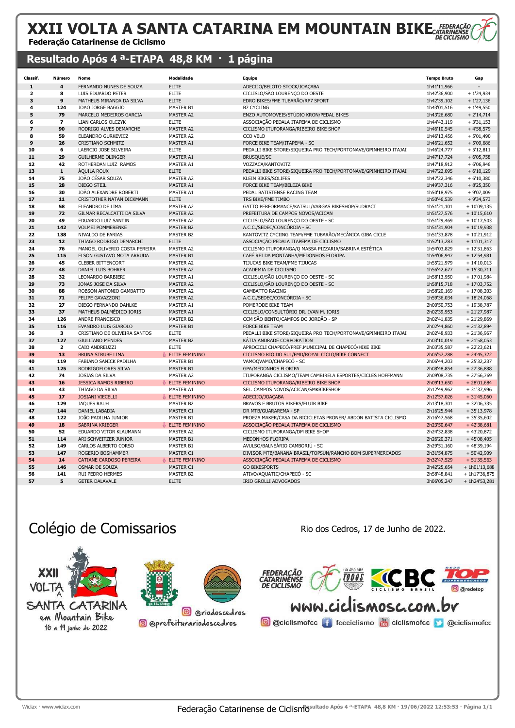# XXII VOLTA A SANTA CATARINA EM MOUNTAIN BIKE

**Federação Catarinense de Ciclismo**

## Resultado Após 4 ª-ETAPA 48,8 KM · 1 página

| Classif. | Número | Nome | Modalidade | Equipe | Tempo Bruto | Gap |
|---|---|---|---|---|---|---|
| 1 | 4 | FERNANDO NUNES DE SOUZA | ELITE | ADECIJO/BELOTO STOCK/JOAÇABA | 1h41'11,966 | - |
| 2 | 8 | LUIS EDUARDO PETER | ELITE | CICLISLO/SÃO LOURENÇO DO OESTE | 1h42'36,900 | + 1'24,934 |
| 3 | 9 | MATHEUS MIRANDA DA SILVA | ELITE | EDRO BIKES/FME TUBARÃO/RP7 SPORT | 1h42'39,102 | + 1'27,136 |
| 4 | 124 | JOAO JORGE BAGGIO | MASTER B1 | B7 CYCLING | 1h43'01,516 | + 1'49,550 |
| 5 | 79 | MARCELO MEDEIROS GARCIA | MASTER A2 | ENZO AUTOMOVEIS/STÚDIO KRON/PEDAL BIKES | 1h43'26,680 | + 2'14,714 |
| 6 | 7 | LIAN CARLOS OLCZYK | ELITE | ASSOCIAÇÃO PEDALA ITAPEMA DE CICLISMO | 1h44'43,119 | + 3'31,153 |
| 7 | 90 | RODRIGO ALVES DEMARCHE | MASTER A2 | CICLISMO ITUPORANGA/RIBEIRO BIKE SHOP | 1h46'10,545 | + 4'58,579 |
| 8 | 59 | ELEANDRO GURKEVICZ | MASTER A2 | CCO VELO | 1h46'13,456 | + 5'01,490 |
| 9 | 26 | CRISTIANO SCHMITZ | MASTER A1 | FORCE BIKE TEAM/ITAPEMA - SC | 1h46'21,652 | + 5'09,686 |
| 10 | 6 | LAERCIO JOSE SILVEIRA | ELITE | PEDALLI BIKE STORE/SIQUEIRA PRO TECH/PORTONAVE/GPINHEIRO ITAJAI | 1h46'24,777 | + 5'12,811 |
| 11 | 29 | GUILHERME OLINGER | MASTER A1 | BRUSQUE/SC | 1h47'17,724 | + 6'05,758 |
| 12 | 42 | ROTHERDAN LUIZ RAMOS | MASTER A1 | VOZZACA/KANTOVITZ | 1h47'18,912 | + 6'06,946 |
| 13 | 1 | ÁQUILA ROUX | ELITE | PEDALLI BIKE STORE/SIQUEIRA PRO TECH/PORTONAVE/GPINHEIRO ITAJAI | 1h47'22,095 | + 6'10,129 |
| 14 | 75 | JOÃO CÉSAR SOUZA | MASTER A2 | KLEIN BIKES/SOLIFES | 1h47'22,346 | + 6'10,380 |
| 15 | 28 | DIEGO STEIL | MASTER A1 | FORCE BIKE TEAM/BELEZA BIKE | 1h49'37,316 | + 8'25,350 |
| 16 | 30 | JOÃO ALEXANDRE ROBERTI | MASTER A1 | PEDAL BATISTENSE RACING TEAM | 1h50'18,975 | + 9'07,009 |
| 17 | 11 | CRISTOTHER NATAN DICKMANN | ELITE | TRS BIKE/FME TIMBO | 1h50'46,539 | + 9'34,573 |
| 18 | 58 | ELEANDRO DE LIMA | MASTER A2 | GATTO PERFORMANCE/KATSUL/VARGAS BIKESHOP/SUDRACT | 1h51'21,101 | + 10'09,135 |
| 19 | 72 | GILMAR RECALCATTI DA SILVA | MASTER A2 | PREFEITURA DE CAMPOS NOVOS/ACICAN | 1h51'27,576 | + 10'15,610 |
| 20 | 49 | EDUARDO LUIZ SANTIN | MASTER A2 | CICLISLO/SÃO LOURENÇO DO OESTE - SC | 1h51'29,469 | + 10'17,503 |
| 21 | 142 | VOLMEI POMMERENKE | MASTER B2 | A.C.C./SEDEC/CONCÓRDIA - SC | 1h51'31,904 | + 10'19,938 |
| 22 | 138 | NIVALDO DE FARIAS | MASTER B2 | KANTOVITZ CYCIING TEAM/FME TUBARÃO/MECÂNICA GIBA CICLE | 1h51'33,878 | + 10'21,912 |
| 23 | 12 | THIAGO RODRIGO DEMARCHI | ELITE | ASSOCIAÇÃO PEDALA ITAPEMA DE CICLISMO | 1h52'13,283 | + 11'01,317 |
| 24 | 76 | MANOEL OLIVERIO COSTA PEREIRA | MASTER A2 | CICLISMO ITUPORANGA/Q MASSA PIZZARIA/SABRINA ESTÉTICA | 1h54'03,829 | + 12'51,863 |
| 25 | 115 | ELSON GUSTAVO MOTA ARRUDA | MASTER B1 | CAFÉ REI DA MONTANHA/MEDONHOS FLORIPA | 1h54'06,947 | + 12'54,981 |
| 26 | 45 | CLEBER BITTENCORT | MASTER A2 | TIJUCAS BIKE TEAM/FME TIJUCAS | 1h55'21,979 | + 14'10,013 |
| 27 | 48 | DANIEL LUIS BOHRER | MASTER A2 | ACADEMIA DE CICLISMO | 1h56'42,677 | + 15'30,711 |
| 28 | 32 | LEONARDO BARBIERI | MASTER A1 | CICLISLO/SÃO LOURENÇO DO OESTE - SC | 1h58'13,950 | + 17'01,984 |
| 29 | 73 | JONAS JOSE DA SILVA | MASTER A2 | CICLISLO/SÃO LOURENÇO DO OESTE - SC | 1h58'15,718 | + 17'03,752 |
| 30 | 88 | ROBSON ANTONIO GAMBATTO | MASTER A2 | GAMBATTO RACING | 1h58'20,169 | + 17'08,203 |
| 31 | 71 | FELIPE GAVAZZONI | MASTER A2 | A.C.C./SEDEC/CONCÓRDIA - SC | 1h59'36,034 | + 18'24,068 |
| 32 | 27 | DIEGO FERNANDO DAHLKE | MASTER A1 | POMERODE BIKE TEAM | 2h00'50,753 | + 19'38,787 |
| 33 | 37 | MATHEUS DALMÉDICO IORIS | MASTER A1 | CICLISLO/CONSULTÓRIO DR. IVAN M. IORIS | 2h02'39,953 | + 21'27,987 |
| 34 | 126 | ANDRE FRANCISCO | MASTER B2 | CCM SÃO BENTO/CAMPOS DO JORDÃO - SP | 2h02'41,835 | + 21'29,869 |
| 35 | 116 | EVANDRO LUIS GIAROLO | MASTER B1 | FORCE BIKE TEAM | 2h02'44,860 | + 21'32,894 |
| 36 | 3 | CRISTIANO DE OLIVEIRA SANTOS | ELITE | PEDALLI BIKE STORE/SIQUEIRA PRO TECH/PORTONAVE/GPINHEIRO ITAJAI | 2h02'48,933 | + 21'36,967 |
| 37 | 127 | GIULLIANO MENDES | MASTER B2 | KÁTIA ANDRADE CORPORATION | 2h03'10,019 | + 21'58,053 |
| 38 | 2 | CAIO ANDREUZZI | ELITE | APROCICLI CHAPECÓ/PREF.MUNICIPAL DE CHAPECÓ/HIKE BIKE | 2h03'35,587 | + 22'23,621 |
| 39 | 13 | BRUNA STRUBE LIMA | ELITE FEMININO | CICLISMO RIO DO SUL/FMD/ROYAL CICLO/BIKE CONNECT | 2h05'57,288 | + 24'45,322 |
| 40 | 119 | FABIANO SANICK PADILHA | MASTER B1 | VAMOQVAMO/CHAPECÓ - SC | 2h06'44,203 | + 25'32,237 |
| 41 | 125 | RODRIGOFLORES SILVA | MASTER B1 | GPA/MEDONHOS FLORIPA | 2h08'48,854 | + 27'36,888 |
| 42 | 74 | JOSIAS DA SILVA | MASTER A2 | ITUPORANGA CICLISMO/TEAM CAMBIRELA ESPORTES/CICLES HOFFMANN | 2h09'08,735 | + 27'56,769 |
| 43 | 16 | JESSICA RAMOS RIBEIRO | ELITE FEMININO | CICLISMO ITUPORANGA/RIBEIRO BIKE SHOP | 2h09'13,650 | + 28'01,684 |
| 44 | 43 | THIAGO DA SILVA | MASTER A1 | SEL. CAMPOS NOVOS/ACICAN/SMKBIKESHOP | 2h12'49,962 | + 31'37,996 |
| 45 | 17 | JOSIANI VIECELLI | ELITE FEMININO | ADECIJO/JOAÇABA | 2h12'57,026 | + 31'45,060 |
| 46 | 129 | JAQUES RAUH | MASTER B2 | BRAVOS E BRUTOS BIKERS/FLUIR BIKE | 2h13'18,301 | + 32'06,335 |
| 47 | 144 | DANIEL LABADIA | MASTER C1 | DR MTB/GUARAREMA - SP | 2h16'25,944 | + 35'13,978 |
| 48 | 122 | JOãO PADILHA JUNIOR | MASTER B1 | PROEZA MAKER/CASA DA BICICLETAS PRONER/ ABDON BATISTA CICLISMO | 2h16'47,568 | + 35'35,602 |
| 49 | 18 | SABRINA KRIEGER | ELITE FEMININO | ASSOCIAÇÃO PEDALA ITAPEMA DE CICLISMO | 2h23'50,647 | + 42'38,681 |
| 50 | 52 | EDUARDO VITOR KLAUMANN | MASTER A2 | CICLISMO ITUPORANGA/DM BIKE SHOP | 2h24'32,838 | + 43'20,872 |
| 51 | 114 | ARI SCHVEITZER JUNIOR | MASTER B1 | MEDONHOS FLORIPA | 2h26'20,371 | + 45'08,405 |
| 52 | 149 | CARLOS ALBERTO CORSO | MASTER B1 | AVULSO/BALNEÁRIO CAMBORIÚ - SC | 2h29'51,160 | + 48'39,194 |
| 53 | 147 | ROGERIO BOSHAMMER | MASTER C1 | DIVISOR MTB/BANANA BRASIL/TOPSUN/RANCHO BOM SUPERMERCADOS | 2h31'54,875 | + 50'42,909 |
| 54 | 14 | CATIANE CARDOSO PEREIRA | ELITE FEMININO | ASSOCIAÇÃO PEDALA ITAPEMA DE CICLISMO | 2h32'47,529 | + 51'35,563 |
| 55 | 146 | OSMAR DE SOUZA | MASTER C1 | GO BIKESPORTS | 2h42'25,654 | + 1h01'13,688 |
| 56 | 141 | RUI PEDRO HERMES | MASTER B2 | ATIVO/AQUATIC/CHAPECÓ - SC | 2h58'48,841 | + 1h17'36,875 |
| 57 | 5 | GETER DALAVALE | ELITE | IRIO GROLLI ADVOGADOS | 3h06'05,247 | + 1h24'53,281 |

Colégio de Comissarios

Rio dos Cedros, 17 de Junho de 2022.

XXII VOLTA A SANTA CATARINA em Mountain Bike 16 a 19 junho de 2022

@riodoscedros @prefeiturariodoscedros

www.ciclismosc.com.br

@ciclismofcc fcciclismo ciclismofcc @ciclismofcc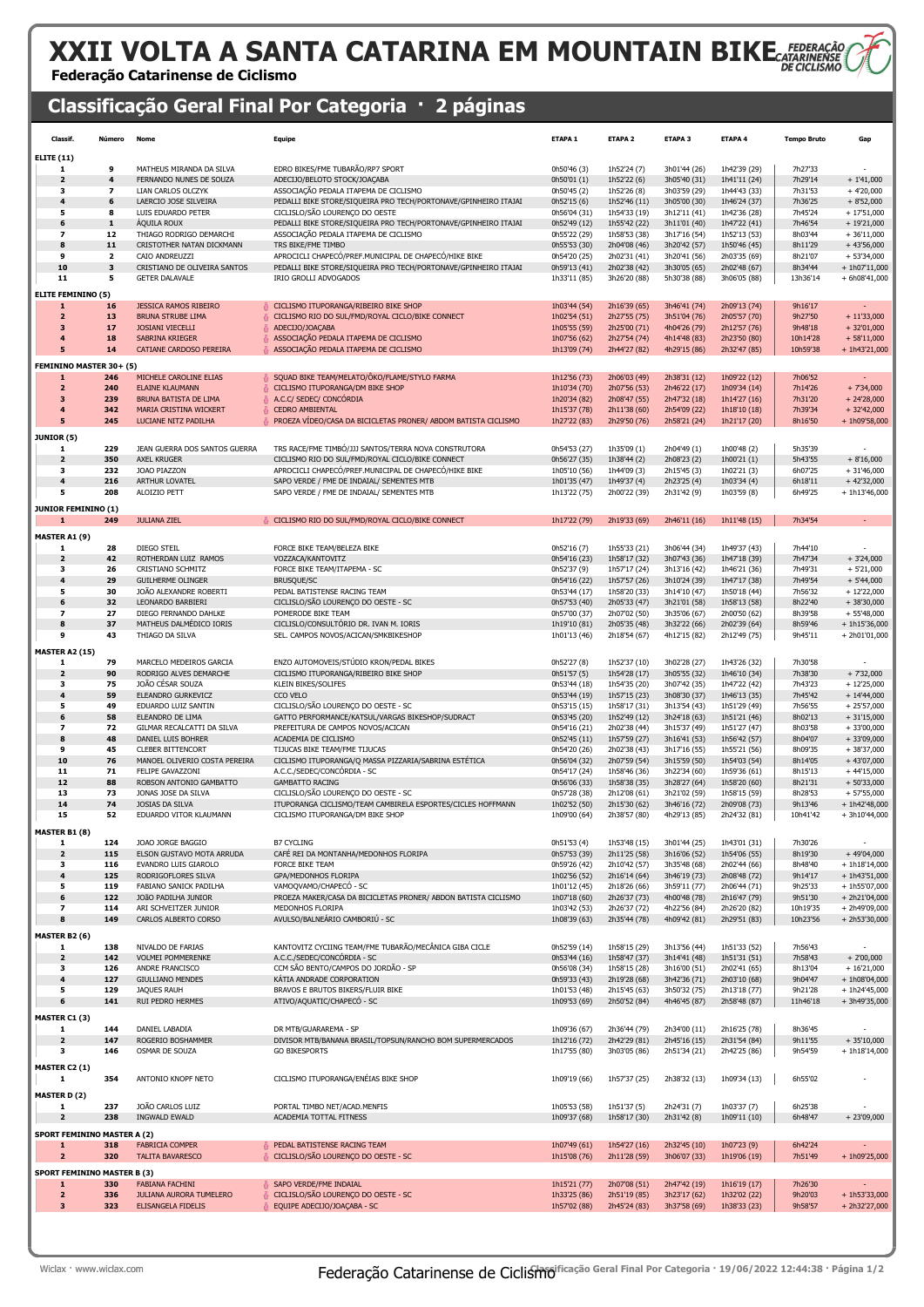# XXII VOLTA A SANTA CATARINA EM MOUNTAIN BIKE

**Federação Catarinense de Ciclismo**

## Classificação Geral Final Por Categoria · 2 páginas

| Classif. | Número | Nome | Equipe | ETAPA 1 | ETAPA 2 | ETAPA 3 | ETAPA 4 | Tempo Bruto | Gap |
|---|---|---|---|---|---|---|---|---|---|
| **ELITE (11)** | | | | | | | | | |
| 1 | 9 | MATHEUS MIRANDA DA SILVA | EDRO BIKES/FME TUBARÃO/RP7 SPORT | 0h50'46 (3) | 1h52'24 (7) | 3h01'44 (26) | 1h42'39 (29) | 7h27'33 | - |
| 2 | 4 | FERNANDO NUNES DE SOUZA | ADECIJO/BELOTO STOCK/JOAÇABA | 0h50'01 (1) | 1h52'22 (6) | 3h05'40 (31) | 1h41'11 (24) | 7h29'14 | + 1'41,000 |
| 3 | 7 | LIAN CARLOS OLCZYK | ASSOCIAÇÃO PEDALA ITAPEMA DE CICLISMO | 0h50'45 (2) | 1h52'26 (8) | 3h03'59 (29) | 1h44'43 (33) | 7h31'53 | + 4'20,000 |
| 4 | 6 | LAERCIO JOSE SILVEIRA | PEDALLI BIKE STORE/SIQUEIRA PRO TECH/PORTONAVE/GPINHEIRO ITAJAI | 0h52'15 (6) | 1h52'46 (11) | 3h05'00 (30) | 1h46'24 (37) | 7h36'25 | + 8'52,000 |
| 5 | 8 | LUIS EDUARDO PETER | CICLISLO/SÃO LOURENÇO DO OESTE | 0h56'04 (31) | 1h54'33 (19) | 3h12'11 (41) | 1h42'36 (28) | 7h45'24 | + 17'51,000 |
| 6 | 1 | ÁQUILA ROUX | PEDALLI BIKE STORE/SIQUEIRA PRO TECH/PORTONAVE/GPINHEIRO ITAJAI | 0h52'49 (12) | 1h55'42 (22) | 3h11'01 (40) | 1h47'22 (41) | 7h46'54 | + 19'21,000 |
| 7 | 12 | THIAGO RODRIGO DEMARCHI | ASSOCIAÇÃO PEDALA ITAPEMA DE CICLISMO | 0h55'22 (29) | 1h58'53 (38) | 3h17'16 (54) | 1h52'13 (53) | 8h03'44 | + 36'11,000 |
| 8 | 11 | CRISTOTHER NATAN DICKMANN | TRS BIKE/FME TIMBO | 0h55'53 (30) | 2h04'08 (46) | 3h20'42 (57) | 1h50'46 (45) | 8h11'29 | + 43'56,000 |
| 9 | 2 | CAIO ANDREUZZI | APROCICLI CHAPECÓ/PREF.MUNICIPAL DE CHAPECÓ/HIKE BIKE | 0h54'20 (25) | 2h02'31 (41) | 3h20'41 (56) | 2h03'35 (69) | 8h21'07 | + 53'34,000 |
| 10 | 3 | CRISTIANO DE OLIVEIRA SANTOS | PEDALLI BIKE STORE/SIQUEIRA PRO TECH/PORTONAVE/GPINHEIRO ITAJAI | 0h59'13 (41) | 2h02'38 (42) | 3h30'05 (65) | 2h02'48 (67) | 8h34'44 | + 1h07'11,000 |
| 11 | 5 | GETER DALAVALE | IRIO GROLLI ADVOGADOS | 1h33'11 (85) | 3h26'20 (88) | 5h30'38 (88) | 3h06'05 (88) | 13h36'14 | + 6h08'41,000 |
| **ELITE FEMININO (5)** | | | | | | | | | |
| 1 | 16 | JESSICA RAMOS RIBEIRO | CICLISMO ITUPORANGA/RIBEIRO BIKE SHOP | 1h03'44 (54) | 2h16'39 (65) | 3h46'41 (74) | 2h09'13 (74) | 9h16'17 | - |
| 2 | 13 | BRUNA STRUBE LIMA | CICLISMO RIO DO SUL/FMD/ROYAL CICLO/BIKE CONNECT | 1h02'54 (51) | 2h27'55 (75) | 3h51'04 (76) | 2h05'57 (70) | 9h27'50 | + 11'33,000 |
| 3 | 17 | JOSIANI VIECELLI | ADECIJO/JOAÇABA | 1h05'55 (59) | 2h25'00 (71) | 4h04'26 (79) | 2h12'57 (76) | 9h48'18 | + 32'01,000 |
| 4 | 18 | SABRINA KRIEGER | ASSOCIAÇÃO PEDALA ITAPEMA DE CICLISMO | 1h07'56 (62) | 2h27'54 (74) | 4h14'48 (83) | 2h23'50 (80) | 10h14'28 | + 58'11,000 |
| 5 | 14 | CATIANE CARDOSO PEREIRA | ASSOCIAÇÃO PEDALA ITAPEMA DE CICLISMO | 1h13'09 (74) | 2h44'27 (82) | 4h29'15 (86) | 2h32'47 (85) | 10h59'38 | + 1h43'21,000 |
| **FEMININO MASTER 30+ (5)** | | | | | | | | | |
| 1 | 246 | MICHELE CAROLINE ELIAS | SQUAD BIKE TEAM/MELATO/ÔKO/FLAME/STYLO FARMA | 1h12'56 (73) | 2h06'03 (49) | 2h38'31 (12) | 1h09'22 (12) | 7h06'52 | - |
| 2 | 240 | ELAINE KLAUMANN | CICLISMO ITUPORANGA/DM BIKE SHOP | 1h10'34 (70) | 2h07'56 (53) | 2h46'22 (17) | 1h09'34 (14) | 7h14'26 | + 7'34,000 |
| 3 | 239 | BRUNA BATISTA DE LIMA | A.C.C/ SEDEC/ CONCÓRDIA | 1h20'34 (82) | 2h08'47 (55) | 2h47'32 (18) | 1h14'27 (16) | 7h31'20 | + 24'28,000 |
| 4 | 342 | MARIA CRISTINA WICKERT | CEDRO AMBIENTAL | 1h15'37 (78) | 2h11'38 (60) | 2h54'09 (22) | 1h18'10 (18) | 7h39'34 | + 32'42,000 |
| 5 | 245 | LUCIANE NITZ PADILHA | PROEZA VÍDEO/CASA DA BICICLETAS PRONER/ ABDOM BATISTA CICLISMO | 1h27'22 (83) | 2h29'50 (76) | 2h58'21 (24) | 1h21'17 (20) | 8h16'50 | + 1h09'58,000 |
| **JUNIOR (5)** | | | | | | | | | |
| 1 | 229 | JEAN GUERRA DOS SANTOS GUERRA | TRS RACE/FME TIMBÓ/JJJ SANTOS/TERRA NOVA CONSTRUTORA | 0h54'53 (27) | 1h35'09 (1) | 2h04'49 (1) | 1h00'48 (2) | 5h35'39 | - |
| 2 | 350 | AXEL KRUGER | CICLISMO RIO DO SUL/FMD/ROYAL CICLO/BIKE CONNECT | 0h56'27 (35) | 1h38'44 (2) | 2h08'23 (2) | 1h00'21 (1) | 5h43'55 | + 8'16,000 |
| 3 | 232 | JOAO PIAZZON | APROCICLI CHAPECÓ/PREF.MUNICIPAL DE CHAPECÓ/HIKE BIKE | 1h05'10 (56) | 1h44'09 (3) | 2h15'45 (3) | 1h02'21 (3) | 6h07'25 | + 31'46,000 |
| 4 | 216 | ARTHUR LOVATEL | SAPO VERDE / FME DE INDAIAL/ SEMENTES MTB | 1h01'35 (47) | 1h49'37 (4) | 2h23'25 (4) | 1h03'34 (4) | 6h18'11 | + 42'32,000 |
| 5 | 208 | ALOIZIO PETT | SAPO VERDE / FME DE INDAIAL/ SEMENTES MTB | 1h13'22 (75) | 2h00'22 (39) | 2h31'42 (9) | 1h03'59 (8) | 6h49'25 | + 1h13'46,000 |
| **JUNIOR FEMININO (1)** | | | | | | | | | |
| 1 | 249 | JULIANA ZIEL | CICLISMO RIO DO SUL/FMD/ROYAL CICLO/BIKE CONNECT | 1h17'22 (79) | 2h19'33 (69) | 2h46'11 (16) | 1h11'48 (15) | 7h34'54 | - |
| **MASTER A1 (9)** | | | | | | | | | |
| 1 | 28 | DIEGO STEIL | FORCE BIKE TEAM/BELEZA BIKE | 0h52'16 (7) | 1h55'33 (21) | 3h06'44 (34) | 1h49'37 (43) | 7h44'10 | - |
| 2 | 42 | ROTHERDAN LUIZ RAMOS | VOZZACA/KANTOVITZ | 0h54'16 (23) | 1h58'17 (32) | 3h07'43 (36) | 1h47'18 (39) | 7h47'34 | + 3'24,000 |
| 3 | 26 | CRISTIANO SCHMITZ | FORCE BIKE TEAM/ITAPEMA - SC | 0h52'37 (9) | 1h57'17 (24) | 3h13'16 (42) | 1h46'21 (36) | 7h49'31 | + 5'21,000 |
| 4 | 29 | GUILHERME OLINGER | BRUSQUE/SC | 0h54'16 (22) | 1h57'57 (26) | 3h10'24 (39) | 1h47'17 (38) | 7h49'54 | + 5'44,000 |
| 5 | 30 | JOÃO ALEXANDRE ROBERTI | PEDAL BATISTENSE RACING TEAM | 0h53'44 (17) | 1h58'20 (33) | 3h14'10 (47) | 1h50'18 (44) | 7h56'32 | + 12'22,000 |
| 6 | 32 | LEONARDO BARBIERI | CICLISLO/SÃO LOURENÇO DO OESTE - SC | 0h57'53 (40) | 2h05'33 (47) | 3h21'01 (58) | 1h58'13 (58) | 8h22'40 | + 38'30,000 |
| 7 | 27 | DIEGO FERNANDO DAHLKE | POMERODE BIKE TEAM | 0h57'00 (37) | 2h07'02 (50) | 3h35'06 (67) | 2h00'50 (62) | 8h39'58 | + 55'48,000 |
| 8 | 37 | MATHEUS DALMÉDICO IORIS | CICLISLO/CONSULTÓRIO DR. IVAN M. IORIS | 1h19'10 (81) | 2h05'35 (48) | 3h32'22 (66) | 2h02'39 (64) | 8h59'46 | + 1h15'36,000 |
| 9 | 43 | THIAGO DA SILVA | SEL. CAMPOS NOVOS/ACICAN/SMKBIKESHOP | 1h01'13 (46) | 2h18'54 (67) | 4h12'15 (82) | 2h12'49 (75) | 9h45'11 | + 2h01'01,000 |
| **MASTER A2 (15)** | | | | | | | | | |
| 1 | 79 | MARCELO MEDEIROS GARCIA | ENZO AUTOMOVEIS/STÚDIO KRON/PEDAL BIKES | 0h52'27 (8) | 1h52'37 (10) | 3h02'28 (27) | 1h43'26 (32) | 7h30'58 | - |
| 2 | 90 | RODRIGO ALVES DEMARCHE | CICLISMO ITUPORANGA/RIBEIRO BIKE SHOP | 0h51'57 (5) | 1h54'28 (17) | 3h05'55 (32) | 1h46'10 (34) | 7h38'30 | + 7'32,000 |
| 3 | 75 | JOÃO CÉSAR SOUZA | KLEIN BIKES/SOLIFES | 0h53'44 (18) | 1h54'35 (20) | 3h07'42 (35) | 1h47'22 (42) | 7h43'23 | + 12'25,000 |
| 4 | 59 | ELEANDRO GURKEVICZ | CCO VELO | 0h53'44 (19) | 1h57'15 (23) | 3h08'30 (37) | 1h46'13 (35) | 7h45'42 | + 14'44,000 |
| 5 | 49 | EDUARDO LUIZ SANTIN | CICLISLO/SÃO LOURENÇO DO OESTE - SC | 0h53'15 (15) | 1h58'17 (31) | 3h13'54 (43) | 1h51'29 (49) | 7h56'55 | + 25'57,000 |
| 6 | 58 | ELEANDRO DE LIMA | GATTO PERFORMANCE/KATSUL/VARGAS BIKESHOP/SUDRACT | 0h53'45 (20) | 1h52'49 (12) | 3h24'18 (63) | 1h51'21 (46) | 8h02'13 | + 31'15,000 |
| 7 | 72 | GILMAR RECALCATTI DA SILVA | PREFEITURA DE CAMPOS NOVOS/ACICAN | 0h54'16 (21) | 2h02'38 (44) | 3h15'37 (49) | 1h51'27 (47) | 8h03'58 | + 33'00,000 |
| 8 | 48 | DANIEL LUIS BOHRER | ACADEMIA DE CICLISMO | 0h52'45 (11) | 1h57'59 (27) | 3h16'41 (53) | 1h56'42 (57) | 8h04'07 | + 33'09,000 |
| 9 | 45 | CLEBER BITTENCORT | TIJUCAS BIKE TEAM/FME TIJUCAS | 0h54'20 (26) | 2h02'38 (43) | 3h17'16 (55) | 1h55'21 (56) | 8h09'35 | + 38'37,000 |
| 10 | 76 | MANOEL OLIVERIO COSTA PEREIRA | CICLISMO ITUPORANGA/Q MASSA PIZZARIA/SABRINA ESTÉTICA | 0h56'04 (32) | 2h07'59 (54) | 3h15'59 (50) | 1h54'03 (54) | 8h14'05 | + 43'07,000 |
| 11 | 71 | FELIPE GAVAZZONI | A.C.C./SEDEC/CONCÓRDIA - SC | 0h54'17 (24) | 1h58'46 (36) | 3h22'34 (60) | 1h59'36 (61) | 8h15'13 | + 44'15,000 |
| 12 | 88 | ROBSON ANTONIO GAMBATTO | GAMBATTO RACING | 0h56'06 (33) | 1h58'38 (35) | 3h28'27 (64) | 1h58'20 (60) | 8h21'31 | + 50'33,000 |
| 13 | 73 | JONAS JOSE DA SILVA | CICLISLO/SÃO LOURENÇO DO OESTE - SC | 0h57'28 (38) | 2h12'08 (61) | 3h21'02 (59) | 1h58'15 (59) | 8h28'53 | + 57'55,000 |
| 14 | 74 | JOSIAS DA SILVA | ITUPORANGA CICLISMO/TEAM CAMBIRELA ESPORTES/CICLES HOFFMANN | 1h02'52 (50) | 2h15'30 (62) | 3h46'16 (72) | 2h09'08 (73) | 9h13'46 | + 1h42'48,000 |
| 15 | 52 | EDUARDO VITOR KLAUMANN | CICLISMO ITUPORANGA/DM BIKE SHOP | 1h09'00 (64) | 2h38'57 (80) | 4h29'13 (85) | 2h24'32 (81) | 10h41'42 | + 3h10'44,000 |
| **MASTER B1 (8)** | | | | | | | | | |
| 1 | 124 | JOAO JORGE BAGGIO | B7 CYCLING | 0h51'53 (4) | 1h53'48 (15) | 3h01'44 (25) | 1h43'01 (31) | 7h30'26 | - |
| 2 | 115 | ELSON GUSTAVO MOTA ARRUDA | CAFÉ REI DA MONTANHA/MEDONHOS FLORIPA | 0h57'53 (39) | 2h11'25 (58) | 3h16'06 (52) | 1h54'06 (55) | 8h19'30 | + 49'04,000 |
| 3 | 116 | EVANDRO LUIS GIAROLO | FORCE BIKE TEAM | 0h59'26 (42) | 2h10'42 (57) | 3h35'48 (68) | 2h02'44 (66) | 8h48'40 | + 1h18'14,000 |
| 4 | 125 | RODRIGOFLORES SILVA | GPA/MEDONHOS FLORIPA | 1h02'56 (52) | 2h16'14 (64) | 3h46'19 (73) | 2h08'48 (72) | 9h14'17 | + 1h43'51,000 |
| 5 | 119 | FABIANO SANICK PADILHA | VAMOQVAMO/CHAPECÓ - SC | 1h01'12 (45) | 2h18'26 (66) | 3h59'11 (77) | 2h06'44 (71) | 9h25'33 | + 1h55'07,000 |
| 6 | 122 | JOÃO PADILHA JUNIOR | PROEZA MAKER/CASA DA BICICLETAS PRONER/ ABDON BATISTA CICLISMO | 1h07'18 (60) | 2h26'37 (73) | 4h00'48 (78) | 2h16'47 (79) | 9h51'30 | + 2h21'04,000 |
| 7 | 114 | ARI SCHVEITZER JUNIOR | MEDONHOS FLORIPA | 1h03'42 (53) | 2h26'37 (72) | 4h22'56 (84) | 2h26'20 (82) | 10h19'35 | + 2h49'09,000 |
| 8 | 149 | CARLOS ALBERTO CORSO | AVULSO/BALNEÁRIO CAMBORIÚ - SC | 1h08'39 (63) | 2h35'44 (78) | 4h09'42 (81) | 2h29'51 (83) | 10h23'56 | + 2h53'30,000 |
| **MASTER B2 (6)** | | | | | | | | | |
| 1 | 138 | NIVALDO DE FARIAS | KANTOVITZ CYCIING TEAM/FME TUBARÃO/MECÂNICA GIBA CICLE | 0h52'59 (14) | 1h58'15 (29) | 3h13'56 (44) | 1h51'33 (52) | 7h56'43 | - |
| 2 | 142 | VOLMEI POMMERENKE | A.C.C./SEDEC/CONCÓRDIA - SC | 0h53'44 (16) | 1h58'47 (37) | 3h14'41 (48) | 1h51'31 (51) | 7h58'43 | + 2'00,000 |
| 3 | 126 | ANDRE FRANCISCO | CCM SÃO BENTO/CAMPOS DO JORDÃO - SP | 0h56'08 (34) | 1h58'15 (28) | 3h16'00 (51) | 2h02'41 (65) | 8h13'04 | + 16'21,000 |
| 4 | 127 | GIULLIANO MENDES | KÁTIA ANDRADE CORPORATION | 0h59'33 (43) | 2h19'28 (68) | 3h42'36 (71) | 2h03'10 (68) | 9h04'47 | + 1h08'04,000 |
| 5 | 129 | JAQUES RAUH | BRAVOS E BRUTOS BIKERS/FLUIR BIKE | 1h01'53 (48) | 2h15'45 (63) | 3h50'32 (75) | 2h13'18 (77) | 9h21'28 | + 1h24'45,000 |
| 6 | 141 | RUI PEDRO HERMES | ATIVO/AQUATIC/CHAPECÓ - SC | 1h09'53 (69) | 2h50'52 (84) | 4h46'45 (87) | 2h58'48 (87) | 11h46'18 | + 3h49'35,000 |
| **MASTER C1 (3)** | | | | | | | | | |
| 1 | 144 | DANIEL LABADIA | DR MTB/GUARAREMA - SP | 1h09'36 (67) | 2h36'44 (79) | 2h34'00 (11) | 2h16'25 (78) | 8h36'45 | - |
| 2 | 147 | ROGERIO BOSHAMMER | DIVISOR MTB/BANANA BRASIL/TOPSUN/RANCHO BOM SUPERMERCADOS | 1h12'16 (72) | 2h42'29 (81) | 2h45'16 (15) | 2h31'54 (84) | 9h11'55 | + 35'10,000 |
| 3 | 146 | OSMAR DE SOUZA | GO BIKESPORTS | 1h17'55 (80) | 3h03'05 (86) | 2h51'34 (21) | 2h42'25 (86) | 9h54'59 | + 1h18'14,000 |
| **MASTER C2 (1)** | | | | | | | | | |
| 1 | 354 | ANTONIO KNOPF NETO | CICLISMO ITUPORANGA/ENÉIAS BIKE SHOP | 1h09'19 (66) | 1h57'37 (25) | 2h38'32 (13) | 1h09'34 (13) | 6h55'02 | - |
| **MASTER D (2)** | | | | | | | | | |
| 1 | 237 | JOÃO CARLOS LUIZ | PORTAL TIMBO NET/ACAD.MENFIS | 1h05'53 (58) | 1h51'37 (5) | 2h24'31 (7) | 1h03'37 (7) | 6h25'38 | - |
| 2 | 238 | INGWALD EWALD | ACADEMIA TOTTAL FITNESS | 1h09'37 (68) | 1h58'17 (30) | 2h31'42 (8) | 1h09'11 (10) | 6h48'47 | + 23'09,000 |
| **SPORT FEMININO MASTER A (2)** | | | | | | | | | |
| 1 | 318 | FABRICIA COMPER | PEDAL BATISTENSE RACING TEAM | 1h07'49 (61) | 1h54'27 (16) | 2h32'45 (10) | 1h07'23 (9) | 6h42'24 | - |
| 2 | 320 | TALITA BAVARESCO | CICLISLO/SÃO LOURENÇO DO OESTE - SC | 1h15'08 (76) | 2h11'28 (59) | 3h06'07 (33) | 1h19'06 (19) | 7h51'49 | + 1h09'25,000 |
| **SPORT FEMININO MASTER B (3)** | | | | | | | | | |
| 1 | 330 | FABIANA FACHINI | SAPO VERDE/FME INDAIAL | 1h15'21 (77) | 2h07'08 (51) | 2h47'42 (19) | 1h16'19 (17) | 7h26'30 | - |
| 2 | 336 | JULIANA AURORA TUMELERO | CICLISLO/SÃO LOURENÇO DO OESTE - SC | 1h33'25 (86) | 2h51'19 (85) | 3h23'17 (62) | 1h32'02 (22) | 9h20'03 | + 1h53'33,000 |
| 3 | 323 | ELISANGELA FIDELIS | EQUIPE ADECIJO/JOAÇABA - SC | 1h57'02 (88) | 2h45'24 (83) | 3h37'58 (69) | 1h38'33 (23) | 9h58'57 | + 2h32'27,000 |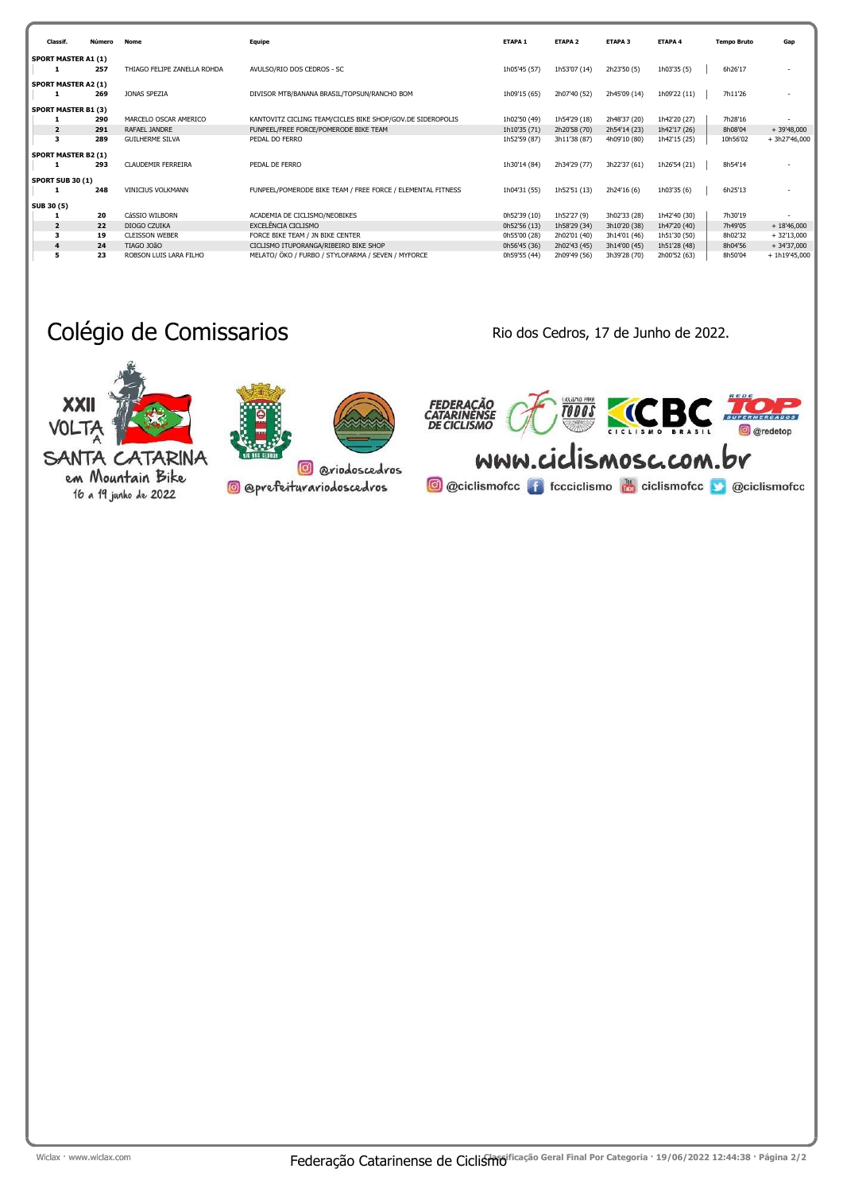| Classif. | Número | Nome | Equipe | ETAPA 1 | ETAPA 2 | ETAPA 3 | ETAPA 4 | Tempo Bruto | Gap |
|---|---|---|---|---|---|---|---|---|---|
| **SPORT MASTER A1 (1)** | | | | | | | | | |
| 1 | 257 | THIAGO FELIPE ZANELLA ROHDA | AVULSO/RIO DOS CEDROS - SC | 1h05'45 (57) | 1h53'07 (14) | 2h23'50 (5) | 1h03'35 (5) | 6h26'17 | - |
| **SPORT MASTER A2 (1)** | | | | | | | | | |
| 1 | 269 | JONAS SPEZIA | DIVISOR MTB/BANANA BRASIL/TOPSUN/RANCHO BOM | 1h09'15 (65) | 2h07'40 (52) | 2h45'09 (14) | 1h09'22 (11) | 7h11'26 | - |
| **SPORT MASTER B1 (3)** | | | | | | | | | |
| 1 | 290 | MARCELO OSCAR AMERICO | KANTOVITZ CICLING TEAM/CICLES BIKE SHOP/GOV.DE SIDEROPOLIS | 1h02'50 (49) | 1h54'29 (18) | 2h48'37 (20) | 1h42'20 (27) | 7h28'16 | - |
| 2 | 291 | RAFAEL JANDRE | FUNPEEL/FREE FORCE/POMERODE BIKE TEAM | 1h10'35 (71) | 2h20'58 (70) | 2h54'14 (23) | 1h42'17 (26) | 8h08'04 | + 39'48,000 |
| 3 | 289 | GUILHERME SILVA | PEDAL DO FERRO | 1h52'59 (87) | 3h11'38 (87) | 4h09'10 (80) | 1h42'15 (25) | 10h56'02 | + 3h27'46,000 |
| **SPORT MASTER B2 (1)** | | | | | | | | | |
| 1 | 293 | CLAUDEMIR FERREIRA | PEDAL DE FERRO | 1h30'14 (84) | 2h34'29 (77) | 3h22'37 (61) | 1h26'54 (21) | 8h54'14 | - |
| **SPORT SUB 30 (1)** | | | | | | | | | |
| 1 | 248 | VINICIUS VOLKMANN | FUNPEEL/POMERODE BIKE TEAM / FREE FORCE / ELEMENTAL FITNESS | 1h04'31 (55) | 1h52'51 (13) | 2h24'16 (6) | 1h03'35 (6) | 6h25'13 | - |
| **SUB 30 (5)** | | | | | | | | | |
| 1 | 20 | CáSSIO WILBORN | ACADEMIA DE CICLISMO/NEOBIKES | 0h52'39 (10) | 1h52'27 (9) | 3h02'33 (28) | 1h42'40 (30) | 7h30'19 | - |
| 2 | 22 | DIOGO CZUIKA | EXCELÊNCIA CICLISMO | 0h52'56 (13) | 1h58'29 (34) | 3h10'20 (38) | 1h47'20 (40) | 7h49'05 | + 18'46,000 |
| 3 | 19 | CLEISSON WEBER | FORCE BIKE TEAM / JN BIKE CENTER | 0h55'00 (28) | 2h02'01 (40) | 3h14'01 (46) | 1h51'30 (50) | 8h02'32 | + 32'13,000 |
| 4 | 24 | TIAGO JOÃO | CICLISMO ITUPORANGA/RIBEIRO BIKE SHOP | 0h56'45 (36) | 2h02'43 (45) | 3h14'00 (45) | 1h51'28 (48) | 8h04'56 | + 34'37,000 |
| 5 | 23 | ROBSON LUIS LARA FILHO | MELATO/ ÔKO / FURBO / STYLOFARMA / SEVEN / MYFORCE | 0h59'55 (44) | 2h09'49 (56) | 3h39'28 (70) | 2h00'52 (63) | 8h50'04 | + 1h19'45,000 |

Colégio de Comissarios

Rio dos Cedros, 17 de Junho de 2022.

XXII VOLTA A SANTA CATARINA em Mountain Bike 16 a 19 junho de 2022

@riodoscedros

@prefeiturariodoscedros

FEDERAÇÃO CATARINENSE DE CICLISMO

CICLISMO PARA TODOS

CBC CICLISMO BRASIL

REDE TOP SUPERMERCADOS @redetop

www.ciclismosc.com.br

@ciclismofcc fccciclismo ciclismofcc @ciclismofcc